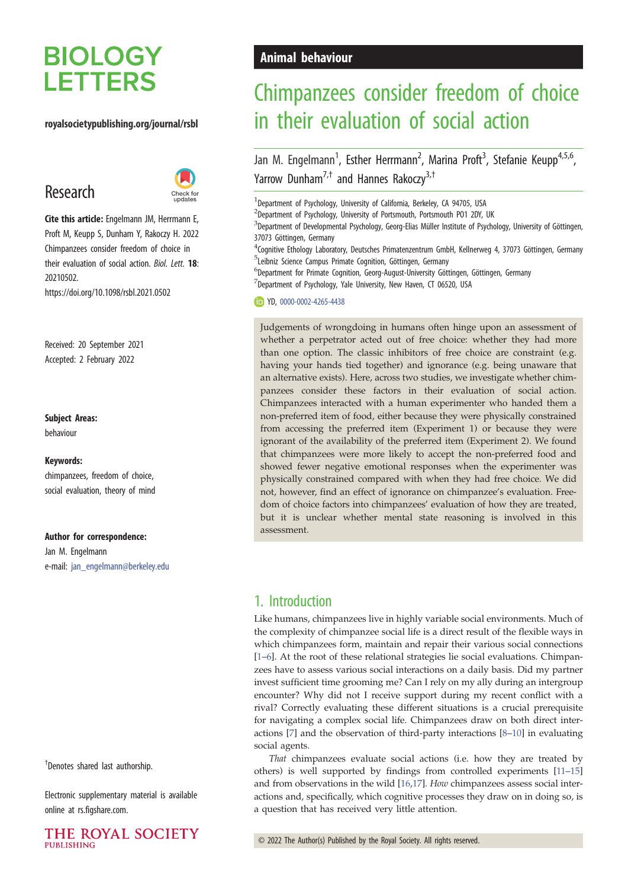# Chimpanzees consider freedom of choice in their evaluation of social action

Jan M. Engelmann[1], Esther Herrmann[2], Marina Proft[3], Stefanie Keupp[4,5,6], Yarrow Dunham[7,†] and Hannes Rakoczy[3,†]

[1]Department of Psychology, University of California, Berkeley, CA 94705, USA
[2]Department of Psychology, University of Portsmouth, Portsmouth PO1 2DY, UK
[3]Department of Developmental Psychology, Georg-Elias Müller Institute of Psychology, University of Göttingen, 37073 Göttingen, Germany
[4]Cognitive Ethology Laboratory, Deutsches Primatenzentrum GmbH, Kellnerweg 4, 37073 Göttingen, Germany
[5]Leibniz Science Campus Primate Cognition, Göttingen, Germany
[6]Department for Primate Cognition, Georg-August-University Göttingen, Göttingen, Germany
[7]Department of Psychology, Yale University, New Haven, CT 06520, USA

YD, 0000-0002-4265-4438

Animal behaviour

Research

**Cite this article:** Engelmann JM, Herrmann E, Proft M, Keupp S, Dunham Y, Rakoczy H. 2022 Chimpanzees consider freedom of choice in their evaluation of social action. *Biol. Lett.* **18**: 20210502.
https://doi.org/10.1098/rsbl.2021.0502

Received: 20 September 2021
Accepted: 2 February 2022

**Subject Areas:**
behaviour

**Keywords:**
chimpanzees, freedom of choice, social evaluation, theory of mind

**Author for correspondence:**
Jan M. Engelmann
e-mail: jan_engelmann@berkeley.edu

†Denotes shared last authorship.

Electronic supplementary material is available online at rs.figshare.com.

Judgements of wrongdoing in humans often hinge upon an assessment of whether a perpetrator acted out of free choice: whether they had more than one option. The classic inhibitors of free choice are constraint (e.g. having your hands tied together) and ignorance (e.g. being unaware that an alternative exists). Here, across two studies, we investigate whether chimpanzees consider these factors in their evaluation of social action. Chimpanzees interacted with a human experimenter who handed them a non-preferred item of food, either because they were physically constrained from accessing the preferred item (Experiment 1) or because they were ignorant of the availability of the preferred item (Experiment 2). We found that chimpanzees were more likely to accept the non-preferred food and showed fewer negative emotional responses when the experimenter was physically constrained compared with when they had free choice. We did not, however, find an effect of ignorance on chimpanzee's evaluation. Freedom of choice factors into chimpanzees' evaluation of how they are treated, but it is unclear whether mental state reasoning is involved in this assessment.

## 1. Introduction

Like humans, chimpanzees live in highly variable social environments. Much of the complexity of chimpanzee social life is a direct result of the flexible ways in which chimpanzees form, maintain and repair their various social connections [1–6]. At the root of these relational strategies lie social evaluations. Chimpanzees have to assess various social interactions on a daily basis. Did my partner invest sufficient time grooming me? Can I rely on my ally during an intergroup encounter? Why did not I receive support during my recent conflict with a rival? Correctly evaluating these different situations is a crucial prerequisite for navigating a complex social life. Chimpanzees draw on both direct interactions [7] and the observation of third-party interactions [8–10] in evaluating social agents.

*That* chimpanzees evaluate social actions (i.e. how they are treated by others) is well supported by findings from controlled experiments [11–15] and from observations in the wild [16,17]. *How* chimpanzees assess social interactions and, specifically, which cognitive processes they draw on in doing so, is a question that has received very little attention.

© 2022 The Author(s) Published by the Royal Society. All rights reserved.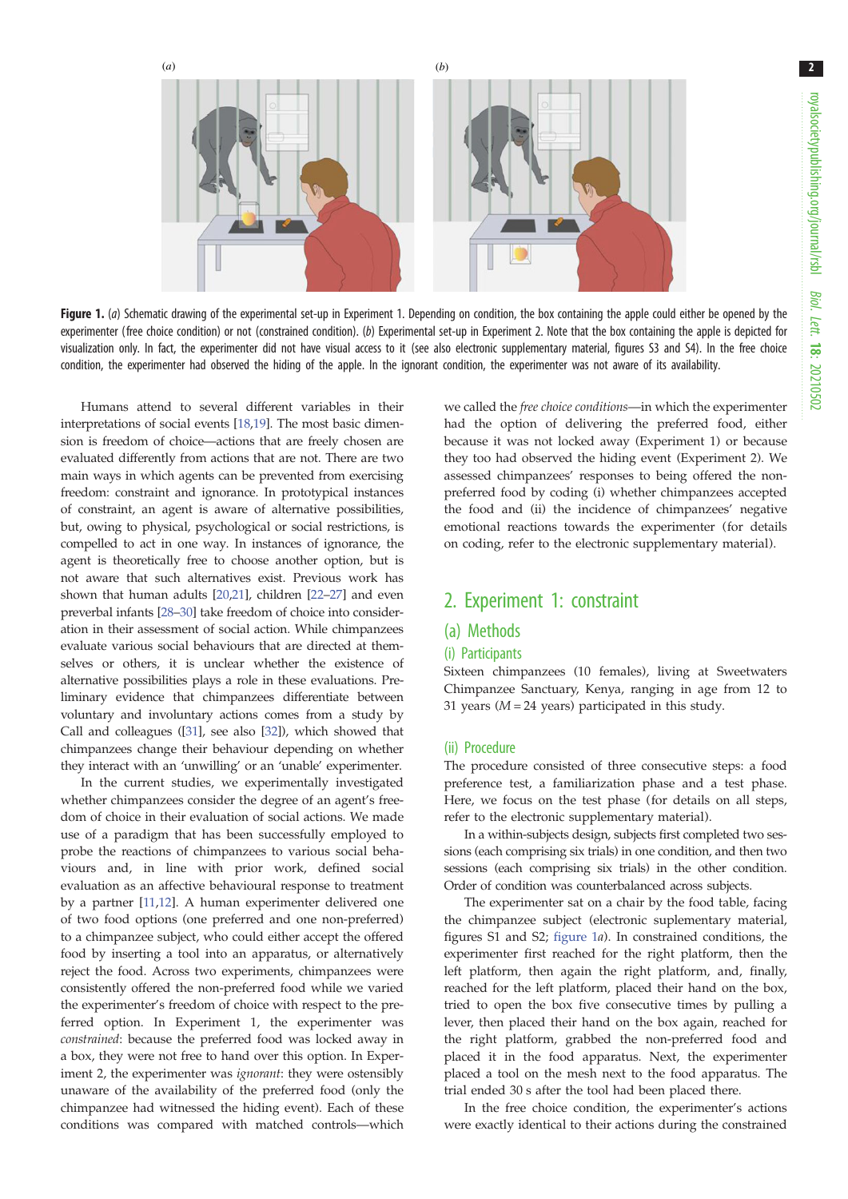Figure 1. (*a*) Schematic drawing of the experimental set-up in Experiment 1. Depending on condition, the box containing the apple could either be opened by the experimenter (free choice condition) or not (constrained condition). (*b*) Experimental set-up in Experiment 2. Note that the box containing the apple is depicted for visualization only. In fact, the experimenter did not have visual access to it (see also electronic supplementary material, figures S3 and S4). In the free choice condition, the experimenter had observed the hiding of the apple. In the ignorant condition, the experimenter was not aware of its availability.

Humans attend to several different variables in their interpretations of social events [18,19]. The most basic dimension is freedom of choice—actions that are freely chosen are evaluated differently from actions that are not. There are two main ways in which agents can be prevented from exercising freedom: constraint and ignorance. In prototypical instances of constraint, an agent is aware of alternative possibilities, but, owing to physical, psychological or social restrictions, is compelled to act in one way. In instances of ignorance, the agent is theoretically free to choose another option, but is not aware that such alternatives exist. Previous work has shown that human adults [20,21], children [22–27] and even preverbal infants [28–30] take freedom of choice into consideration in their assessment of social action. While chimpanzees evaluate various social behaviours that are directed at themselves or others, it is unclear whether the existence of alternative possibilities plays a role in these evaluations. Preliminary evidence that chimpanzees differentiate between voluntary and involuntary actions comes from a study by Call and colleagues ([31], see also [32]), which showed that chimpanzees change their behaviour depending on whether they interact with an 'unwilling' or an 'unable' experimenter.

In the current studies, we experimentally investigated whether chimpanzees consider the degree of an agent's freedom of choice in their evaluation of social actions. We made use of a paradigm that has been successfully employed to probe the reactions of chimpanzees to various social behaviours and, in line with prior work, defined social evaluation as an affective behavioural response to treatment by a partner [11,12]. A human experimenter delivered one of two food options (one preferred and one non-preferred) to a chimpanzee subject, who could either accept the offered food by inserting a tool into an apparatus, or alternatively reject the food. Across two experiments, chimpanzees were consistently offered the non-preferred food while we varied the experimenter's freedom of choice with respect to the preferred option. In Experiment 1, the experimenter was *constrained*: because the preferred food was locked away in a box, they were not free to hand over this option. In Experiment 2, the experimenter was *ignorant*: they were ostensibly unaware of the availability of the preferred food (only the chimpanzee had witnessed the hiding event). Each of these conditions was compared with matched controls—which we called the *free choice conditions*—in which the experimenter had the option of delivering the preferred food, either because it was not locked away (Experiment 1) or because they too had observed the hiding event (Experiment 2). We assessed chimpanzees' responses to being offered the non-preferred food by coding (i) whether chimpanzees accepted the food and (ii) the incidence of chimpanzees' negative emotional reactions towards the experimenter (for details on coding, refer to the electronic supplementary material).

## 2. Experiment 1: constraint

### (a) Methods

#### (i) Participants

Sixteen chimpanzees (10 females), living at Sweetwaters Chimpanzee Sanctuary, Kenya, ranging in age from 12 to 31 years ($M = 24$ years) participated in this study.

#### (ii) Procedure

The procedure consisted of three consecutive steps: a food preference test, a familiarization phase and a test phase. Here, we focus on the test phase (for details on all steps, refer to the electronic supplementary material).

In a within-subjects design, subjects first completed two sessions (each comprising six trials) in one condition, and then two sessions (each comprising six trials) in the other condition. Order of condition was counterbalanced across subjects.

The experimenter sat on a chair by the food table, facing the chimpanzee subject (electronic suplementary material, figures S1 and S2; figure 1*a*). In constrained conditions, the experimenter first reached for the right platform, then the left platform, then again the right platform, and, finally, reached for the left platform, placed their hand on the box, tried to open the box five consecutive times by pulling a lever, then placed their hand on the box again, reached for the right platform, grabbed the non-preferred food and placed it in the food apparatus. Next, the experimenter placed a tool on the mesh next to the food apparatus. The trial ended 30 s after the tool had been placed there.

In the free choice condition, the experimenter's actions were exactly identical to their actions during the constrained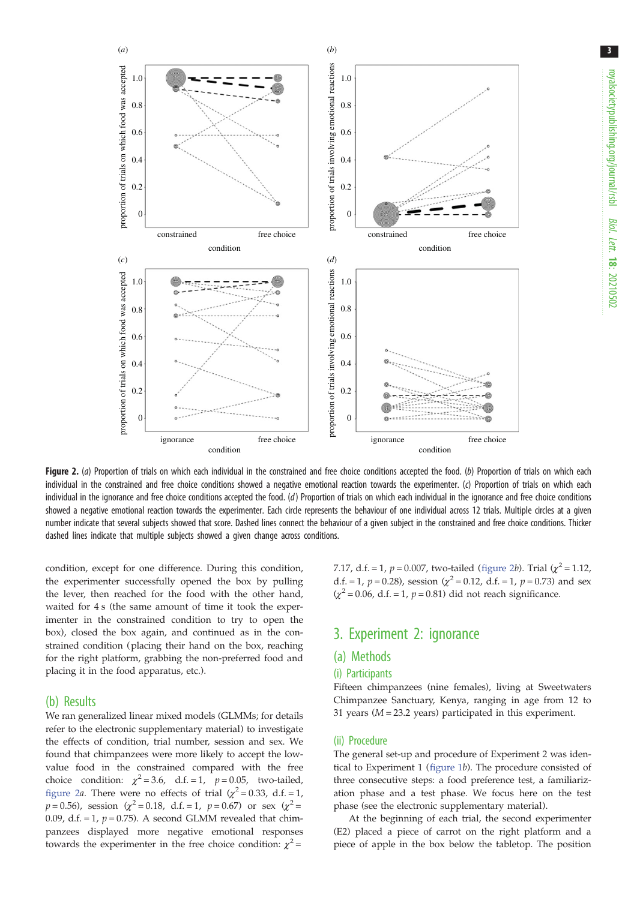**Figure 2.** (*a*) Proportion of trials on which each individual in the constrained and free choice conditions accepted the food. (*b*) Proportion of trials on which each individual in the constrained and free choice conditions showed a negative emotional reaction towards the experimenter. (*c*) Proportion of trials on which each individual in the ignorance and free choice conditions accepted the food. (*d*) Proportion of trials on which each individual in the ignorance and free choice conditions showed a negative emotional reaction towards the experimenter. Each circle represents the behaviour of one individual across 12 trials. Multiple circles at a given number indicate that several subjects showed that score. Dashed lines connect the behaviour of a given subject in the constrained and free choice conditions. Thicker dashed lines indicate that multiple subjects showed a given change across conditions.

condition, except for one difference. During this condition, the experimenter successfully opened the box by pulling the lever, then reached for the food with the other hand, waited for 4 s (the same amount of time it took the experimenter in the constrained condition to try to open the box), closed the box again, and continued as in the constrained condition (placing their hand on the box, reaching for the right platform, grabbing the non-preferred food and placing it in the food apparatus, etc.).

## (b) Results

We ran generalized linear mixed models (GLMMs; for details refer to the electronic supplementary material) to investigate the effects of condition, trial number, session and sex. We found that chimpanzees were more likely to accept the low-value food in the constrained compared with the free choice condition: $\chi^2 = 3.6$, d.f. = 1, $p = 0.05$, two-tailed, figure 2*a*. There were no effects of trial ($\chi^2 = 0.33$, d.f. = 1, $p = 0.56$), session ($\chi^2 = 0.18$, d.f. = 1, $p = 0.67$) or sex ($\chi^2 = 0.09$, d.f. = 1, $p = 0.75$). A second GLMM revealed that chimpanzees displayed more negative emotional responses towards the experimenter in the free choice condition: $\chi^2 = 7.17$, d.f. = 1, $p = 0.007$, two-tailed (figure 2*b*). Trial ($\chi^2 = 1.12$, d.f. = 1, $p = 0.28$), session ($\chi^2 = 0.12$, d.f. = 1, $p = 0.73$) and sex ($\chi^2 = 0.06$, d.f. = 1, $p = 0.81$) did not reach significance.

# 3. Experiment 2: ignorance

## (a) Methods

### (i) Participants

Fifteen chimpanzees (nine females), living at Sweetwaters Chimpanzee Sanctuary, Kenya, ranging in age from 12 to 31 years ($M = 23.2$ years) participated in this experiment.

### (ii) Procedure

The general set-up and procedure of Experiment 2 was identical to Experiment 1 (figure 1*b*). The procedure consisted of three consecutive steps: a food preference test, a familiarization phase and a test phase. We focus here on the test phase (see the electronic supplementary material).

At the beginning of each trial, the second experimenter (E2) placed a piece of carrot on the right platform and a piece of apple in the box below the tabletop. The position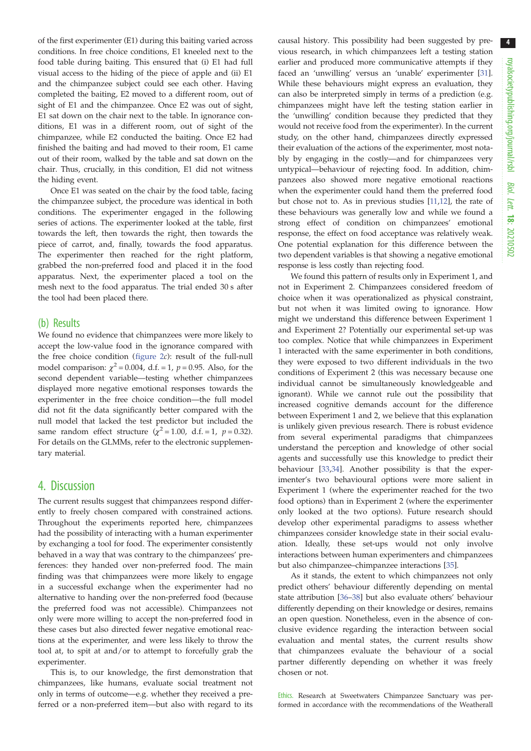of the first experimenter (E1) during this baiting varied across conditions. In free choice conditions, E1 kneeled next to the food table during baiting. This ensured that (i) E1 had full visual access to the hiding of the piece of apple and (ii) E1 and the chimpanzee subject could see each other. Having completed the baiting, E2 moved to a different room, out of sight of E1 and the chimpanzee. Once E2 was out of sight, E1 sat down on the chair next to the table. In ignorance conditions, E1 was in a different room, out of sight of the chimpanzee, while E2 conducted the baiting. Once E2 had finished the baiting and had moved to their room, E1 came out of their room, walked by the table and sat down on the chair. Thus, crucially, in this condition, E1 did not witness the hiding event.

Once E1 was seated on the chair by the food table, facing the chimpanzee subject, the procedure was identical in both conditions. The experimenter engaged in the following series of actions. The experimenter looked at the table, first towards the left, then towards the right, then towards the piece of carrot, and, finally, towards the food apparatus. The experimenter then reached for the right platform, grabbed the non-preferred food and placed it in the food apparatus. Next, the experimenter placed a tool on the mesh next to the food apparatus. The trial ended 30 s after the tool had been placed there.

### (b) Results

We found no evidence that chimpanzees were more likely to accept the low-value food in the ignorance compared with the free choice condition (figure 2*c*): result of the full-null model comparison: $\chi^2 = 0.004$, d.f. = 1, $p = 0.95$. Also, for the second dependent variable—testing whether chimpanzees displayed more negative emotional responses towards the experimenter in the free choice condition—the full model did not fit the data significantly better compared with the null model that lacked the test predictor but included the same random effect structure ($\chi^2 = 1.00$, d.f. = 1, $p = 0.32$). For details on the GLMMs, refer to the electronic supplementary material.

## 4. Discussion

The current results suggest that chimpanzees respond differently to freely chosen compared with constrained actions. Throughout the experiments reported here, chimpanzees had the possibility of interacting with a human experimenter by exchanging a tool for food. The experimenter consistently behaved in a way that was contrary to the chimpanzees' preferences: they handed over non-preferred food. The main finding was that chimpanzees were more likely to engage in a successful exchange when the experimenter had no alternative to handing over the non-preferred food (because the preferred food was not accessible). Chimpanzees not only were more willing to accept the non-preferred food in these cases but also directed fewer negative emotional reactions at the experimenter, and were less likely to throw the tool at, to spit at and/or to attempt to forcefully grab the experimenter.

This is, to our knowledge, the first demonstration that chimpanzees, like humans, evaluate social treatment not only in terms of outcome—e.g. whether they received a preferred or a non-preferred item—but also with regard to its causal history. This possibility had been suggested by previous research, in which chimpanzees left a testing station earlier and produced more communicative attempts if they faced an 'unwilling' versus an 'unable' experimenter [31]. While these behaviours might express an evaluation, they can also be interpreted simply in terms of a prediction (e.g. chimpanzees might have left the testing station earlier in the 'unwilling' condition because they predicted that they would not receive food from the experimenter). In the current study, on the other hand, chimpanzees directly expressed their evaluation of the actions of the experimenter, most notably by engaging in the costly—and for chimpanzees very untypical—behaviour of rejecting food. In addition, chimpanzees also showed more negative emotional reactions when the experimenter could hand them the preferred food but chose not to. As in previous studies [11,12], the rate of these behaviours was generally low and while we found a strong effect of condition on chimpanzees' emotional response, the effect on food acceptance was relatively weak. One potential explanation for this difference between the two dependent variables is that showing a negative emotional response is less costly than rejecting food.

We found this pattern of results only in Experiment 1, and not in Experiment 2. Chimpanzees considered freedom of choice when it was operationalized as physical constraint, but not when it was limited owing to ignorance. How might we understand this difference between Experiment 1 and Experiment 2? Potentially our experimental set-up was too complex. Notice that while chimpanzees in Experiment 1 interacted with the same experimenter in both conditions, they were exposed to two different individuals in the two conditions of Experiment 2 (this was necessary because one individual cannot be simultaneously knowledgeable and ignorant). While we cannot rule out the possibility that increased cognitive demands account for the difference between Experiment 1 and 2, we believe that this explanation is unlikely given previous research. There is robust evidence from several experimental paradigms that chimpanzees understand the perception and knowledge of other social agents and successfully use this knowledge to predict their behaviour [33,34]. Another possibility is that the experimenter's two behavioural options were more salient in Experiment 1 (where the experimenter reached for the two food options) than in Experiment 2 (where the experimenter only looked at the two options). Future research should develop other experimental paradigms to assess whether chimpanzees consider knowledge state in their social evaluation. Ideally, these set-ups would not only involve interactions between human experimenters and chimpanzees but also chimpanzee–chimpanzee interactions [35].

As it stands, the extent to which chimpanzees not only predict others' behaviour differently depending on mental state attribution [36–38] but also evaluate others' behaviour differently depending on their knowledge or desires, remains an open question. Nonetheless, even in the absence of conclusive evidence regarding the interaction between social evaluation and mental states, the current results show that chimpanzees evaluate the behaviour of a social partner differently depending on whether it was freely chosen or not.

Ethics. Research at Sweetwaters Chimpanzee Sanctuary was performed in accordance with the recommendations of the Weatherall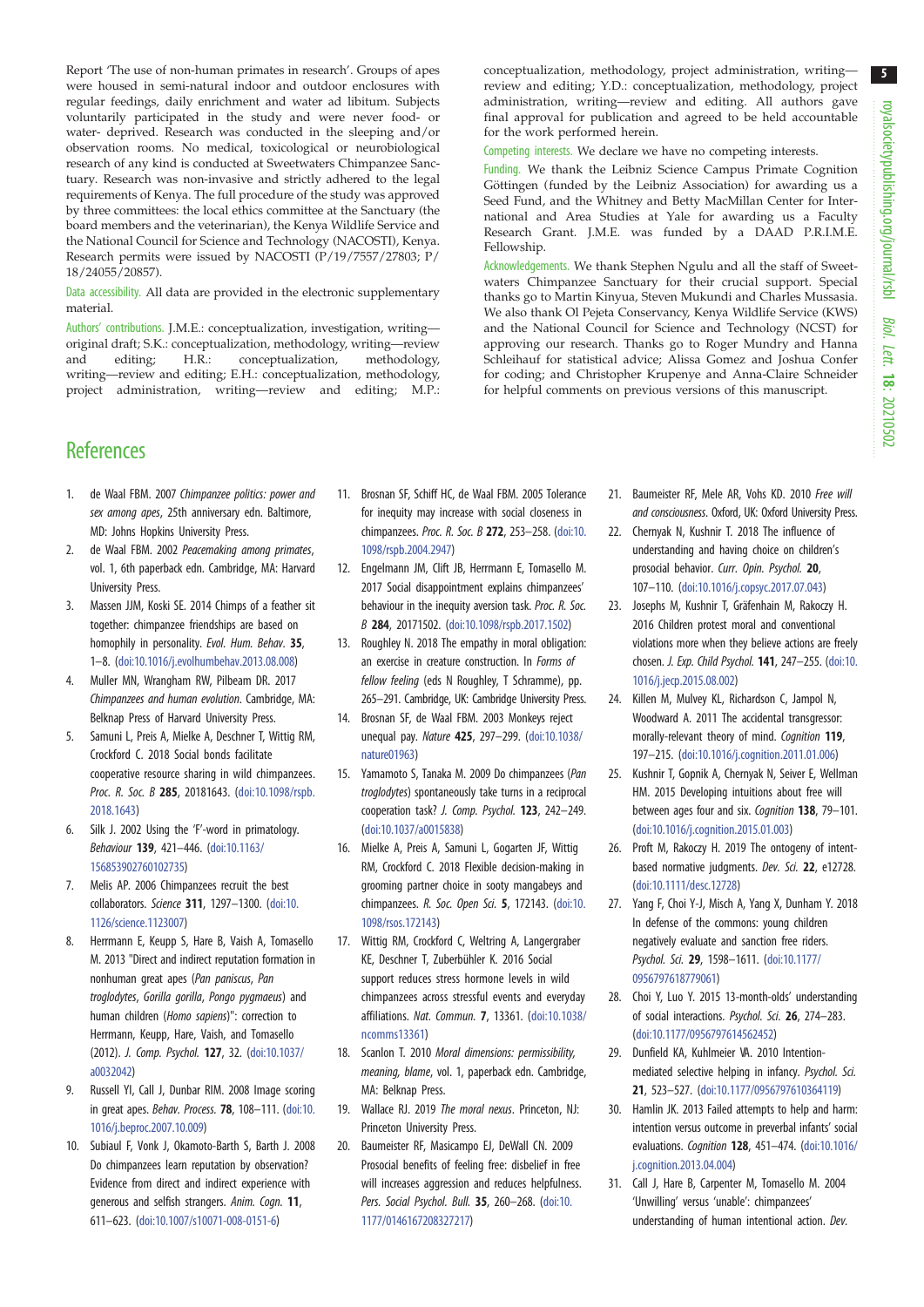Report 'The use of non-human primates in research'. Groups of apes were housed in semi-natural indoor and outdoor enclosures with regular feedings, daily enrichment and water ad libitum. Subjects voluntarily participated in the study and were never food- or water- deprived. Research was conducted in the sleeping and/or observation rooms. No medical, toxicological or neurobiological research of any kind is conducted at Sweetwaters Chimpanzee Sanctuary. Research was non-invasive and strictly adhered to the legal requirements of Kenya. The full procedure of the study was approved by three committees: the local ethics committee at the Sanctuary (the board members and the veterinarian), the Kenya Wildlife Service and the National Council for Science and Technology (NACOSTI), Kenya. Research permits were issued by NACOSTI (P/19/7557/27803; P/18/24055/20857).

Data accessibility. All data are provided in the electronic supplementary material.

Authors' contributions. J.M.E.: conceptualization, investigation, writing—original draft; S.K.: conceptualization, methodology, writing—review and editing; H.R.: conceptualization, methodology, writing—review and editing; E.H.: conceptualization, methodology, project administration, writing—review and editing; M.P.: conceptualization, methodology, project administration, writing—review and editing; Y.D.: conceptualization, methodology, project administration, writing—review and editing. All authors gave final approval for publication and agreed to be held accountable for the work performed herein.

Competing interests. We declare we have no competing interests.

Funding. We thank the Leibniz Science Campus Primate Cognition Göttingen (funded by the Leibniz Association) for awarding us a Seed Fund, and the Whitney and Betty MacMillan Center for International and Area Studies at Yale for awarding us a Faculty Research Grant. J.M.E. was funded by a DAAD P.R.I.M.E. Fellowship.

Acknowledgements. We thank Stephen Ngulu and all the staff of Sweetwaters Chimpanzee Sanctuary for their crucial support. Special thanks go to Martin Kinyua, Steven Mukundi and Charles Mussasia. We also thank Ol Pejeta Conservancy, Kenya Wildlife Service (KWS) and the National Council for Science and Technology (NCST) for approving our research. Thanks go to Roger Mundry and Hanna Schleihauf for statistical advice; Alissa Gomez and Joshua Confer for coding; and Christopher Krupenye and Anna-Claire Schneider for helpful comments on previous versions of this manuscript.

## References

1. de Waal FBM. 2007 *Chimpanzee politics: power and sex among apes*, 25th anniversary edn. Baltimore, MD: Johns Hopkins University Press.
2. de Waal FBM. 2002 *Peacemaking among primates*, vol. 1, 6th paperback edn. Cambridge, MA: Harvard University Press.
3. Massen JJM, Koski SE. 2014 Chimps of a feather sit together: chimpanzee friendships are based on homophily in personality. *Evol. Hum. Behav.* **35**, 1–8. (doi:10.1016/j.evolhumbehav.2013.08.008)
4. Muller MN, Wrangham RW, Pilbeam DR. 2017 *Chimpanzees and human evolution*. Cambridge, MA: Belknap Press of Harvard University Press.
5. Samuni L, Preis A, Mielke A, Deschner T, Wittig RM, Crockford C. 2018 Social bonds facilitate cooperative resource sharing in wild chimpanzees. *Proc. R. Soc. B* **285**, 20181643. (doi:10.1098/rspb.2018.1643)
6. Silk J. 2002 Using the 'F'-word in primatology. *Behaviour* **139**, 421–446. (doi:10.1163/156853902760102735)
7. Melis AP. 2006 Chimpanzees recruit the best collaborators. *Science* **311**, 1297–1300. (doi:10.1126/science.1123007)
8. Herrmann E, Keupp S, Hare B, Vaish A, Tomasello M. 2013 "Direct and indirect reputation formation in nonhuman great apes (*Pan paniscus*, *Pan troglodytes*, *Gorilla gorilla*, *Pongo pygmaeus*) and human children (*Homo sapiens*)": correction to Herrmann, Keupp, Hare, Vaish, and Tomasello (2012). *J. Comp. Psychol.* **127**, 32. (doi:10.1037/a0032042)
9. Russell YI, Call J, Dunbar RIM. 2008 Image scoring in great apes. *Behav. Process.* **78**, 108–111. (doi:10.1016/j.beproc.2007.10.009)
10. Subiaul F, Vonk J, Okamoto-Barth S, Barth J. 2008 Do chimpanzees learn reputation by observation? Evidence from direct and indirect experience with generous and selfish strangers. *Anim. Cogn.* **11**, 611–623. (doi:10.1007/s10071-008-0151-6)
11. Brosnan SF, Schiff HC, de Waal FBM. 2005 Tolerance for inequity may increase with social closeness in chimpanzees. *Proc. R. Soc. B* **272**, 253–258. (doi:10.1098/rspb.2004.2947)
12. Engelmann JM, Clift JB, Herrmann E, Tomasello M. 2017 Social disappointment explains chimpanzees' behaviour in the inequity aversion task. *Proc. R. Soc. B* **284**, 20171502. (doi:10.1098/rspb.2017.1502)
13. Roughley N. 2018 The empathy in moral obligation: an exercise in creature construction. In *Forms of fellow feeling* (eds N Roughley, T Schramme), pp. 265–291. Cambridge, UK: Cambridge University Press.
14. Brosnan SF, de Waal FBM. 2003 Monkeys reject unequal pay. *Nature* **425**, 297–299. (doi:10.1038/nature01963)
15. Yamamoto S, Tanaka M. 2009 Do chimpanzees (*Pan troglodytes*) spontaneously take turns in a reciprocal cooperation task? *J. Comp. Psychol.* **123**, 242–249. (doi:10.1037/a0015838)
16. Mielke A, Preis A, Samuni L, Gogarten JF, Wittig RM, Crockford C. 2018 Flexible decision-making in grooming partner choice in sooty mangabeys and chimpanzees. *R. Soc. Open Sci.* **5**, 172143. (doi:10.1098/rsos.172143)
17. Wittig RM, Crockford C, Weltring A, Langergraber KE, Deschner T, Zuberbühler K. 2016 Social support reduces stress hormone levels in wild chimpanzees across stressful events and everyday affiliations. *Nat. Commun.* **7**, 13361. (doi:10.1038/ncomms13361)
18. Scanlon T. 2010 *Moral dimensions: permissibility, meaning, blame*, vol. 1, paperback edn. Cambridge, MA: Belknap Press.
19. Wallace RJ. 2019 *The moral nexus*. Princeton, NJ: Princeton University Press.
20. Baumeister RF, Masicampo EJ, DeWall CN. 2009 Prosocial benefits of feeling free: disbelief in free will increases aggression and reduces helpfulness. *Pers. Social Psychol. Bull.* **35**, 260–268. (doi:10.1177/0146167208327217)
21. Baumeister RF, Mele AR, Vohs KD. 2010 *Free will and consciousness*. Oxford, UK: Oxford University Press.
22. Chernyak N, Kushnir T. 2018 The influence of understanding and having choice on children's prosocial behavior. *Curr. Opin. Psychol.* **20**, 107–110. (doi:10.1016/j.copsyc.2017.07.043)
23. Josephs M, Kushnir T, Gräfenhain M, Rakoczy H. 2016 Children protest moral and conventional violations more when they believe actions are freely chosen. *J. Exp. Child Psychol.* **141**, 247–255. (doi:10.1016/j.jecp.2015.08.002)
24. Killen M, Mulvey KL, Richardson C, Jampol N, Woodward A. 2011 The accidental transgressor: morally-relevant theory of mind. *Cognition* **119**, 197–215. (doi:10.1016/j.cognition.2011.01.006)
25. Kushnir T, Gopnik A, Chernyak N, Seiver E, Wellman HM. 2015 Developing intuitions about free will between ages four and six. *Cognition* **138**, 79–101. (doi:10.1016/j.cognition.2015.01.003)
26. Proft M, Rakoczy H. 2019 The ontogeny of intent-based normative judgments. *Dev. Sci.* **22**, e12728. (doi:10.1111/desc.12728)
27. Yang F, Choi Y-J, Misch A, Yang X, Dunham Y. 2018 In defense of the commons: young children negatively evaluate and sanction free riders. *Psychol. Sci.* **29**, 1598–1611. (doi:10.1177/0956797618779061)
28. Choi Y, Luo Y. 2015 13-month-olds' understanding of social interactions. *Psychol. Sci.* **26**, 274–283. (doi:10.1177/0956797614562452)
29. Dunfield KA, Kuhlmeier VA. 2010 Intention-mediated selective helping in infancy. *Psychol. Sci.* **21**, 523–527. (doi:10.1177/0956797610364119)
30. Hamlin JK. 2013 Failed attempts to help and harm: intention versus outcome in preverbal infants' social evaluations. *Cognition* **128**, 451–474. (doi:10.1016/j.cognition.2013.04.004)
31. Call J, Hare B, Carpenter M, Tomasello M. 2004 'Unwilling' versus 'unable': chimpanzees' understanding of human intentional action. *Dev.*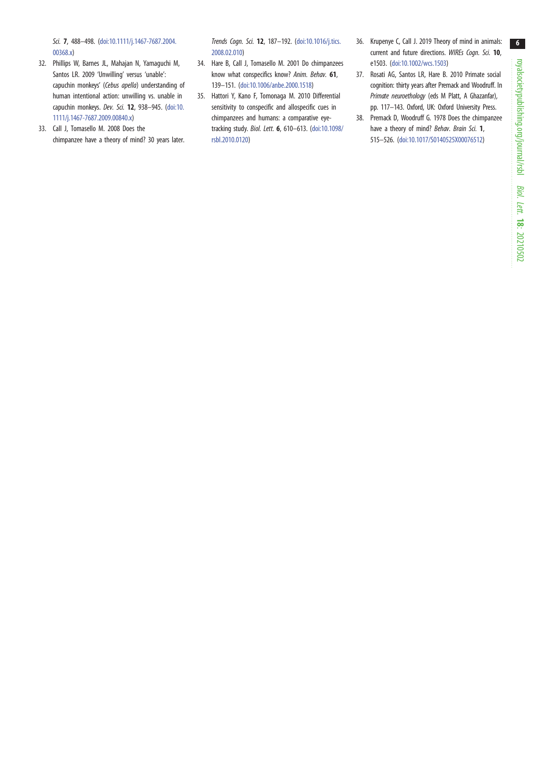*Sci.* **7**, 488–498. (doi:10.1111/j.1467-7687.2004.00368.x)

32. Phillips W, Barnes JL, Mahajan N, Yamaguchi M, Santos LR. 2009 'Unwilling' versus 'unable': capuchin monkeys' (*Cebus apella*) understanding of human intentional action: unwilling vs. unable in capuchin monkeys. *Dev. Sci.* **12**, 938–945. (doi:10.1111/j.1467-7687.2009.00840.x)
33. Call J, Tomasello M. 2008 Does the chimpanzee have a theory of mind? 30 years later. *Trends Cogn. Sci.* **12**, 187–192. (doi:10.1016/j.tics.2008.02.010)
34. Hare B, Call J, Tomasello M. 2001 Do chimpanzees know what conspecifics know? *Anim. Behav.* **61**, 139–151. (doi:10.1006/anbe.2000.1518)
35. Hattori Y, Kano F, Tomonaga M. 2010 Differential sensitivity to conspecific and allospecific cues in chimpanzees and humans: a comparative eye-tracking study. *Biol. Lett.* **6**, 610–613. (doi:10.1098/rsbl.2010.0120)
36. Krupenye C, Call J. 2019 Theory of mind in animals: current and future directions. *WIREs Cogn. Sci.* **10**, e1503. (doi:10.1002/wcs.1503)
37. Rosati AG, Santos LR, Hare B. 2010 Primate social cognition: thirty years after Premack and Woodruff. In *Primate neuroethology* (eds M Platt, A Ghazanfar), pp. 117–143. Oxford, UK: Oxford University Press.
38. Premack D, Woodruff G. 1978 Does the chimpanzee have a theory of mind? *Behav. Brain Sci.* **1**, 515–526. (doi:10.1017/S0140525X00076512)